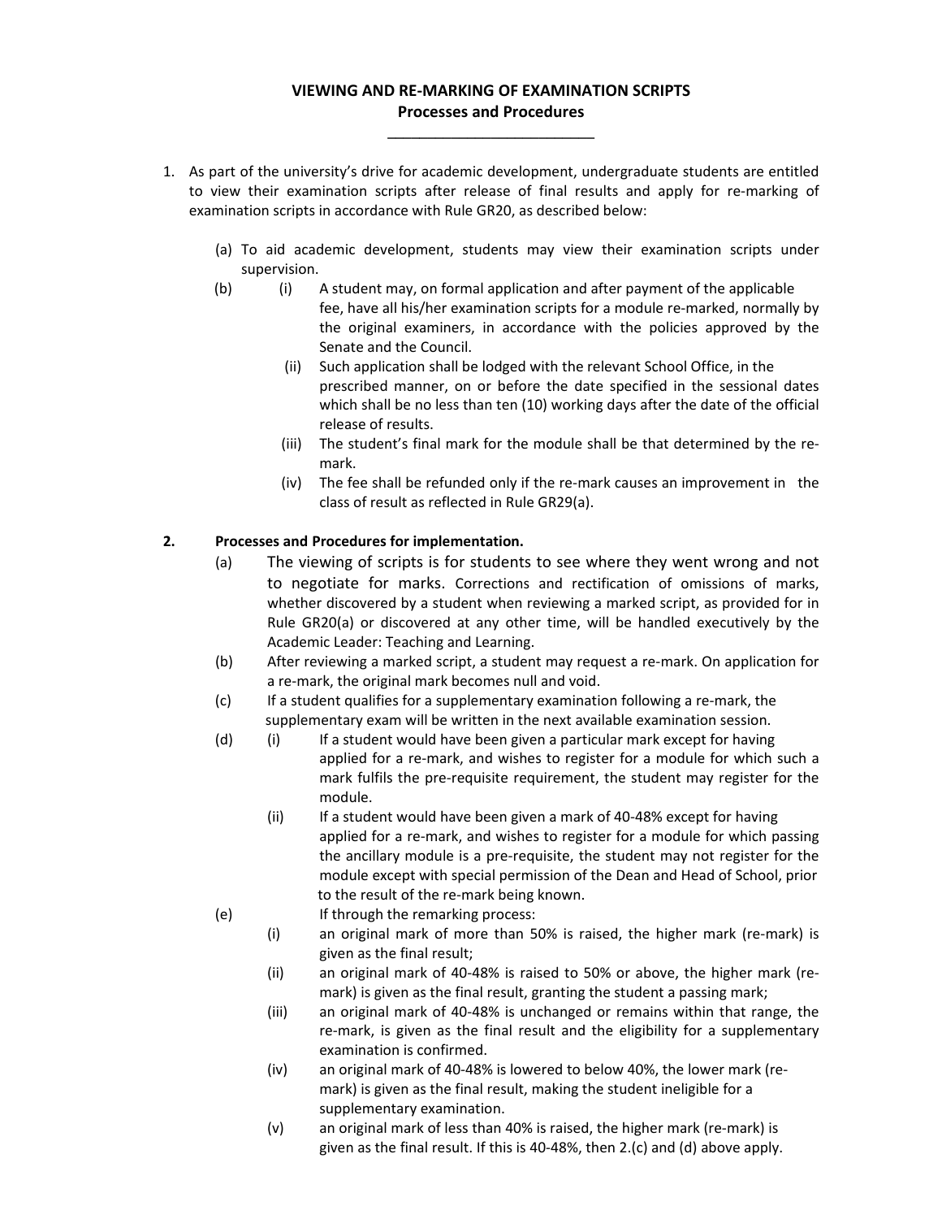**VIEWING AND RE-MARKING OF EXAMINATION SCRIPTS**
**Processes and Procedures**

1. As part of the university's drive for academic development, undergraduate students are entitled to view their examination scripts after release of final results and apply for re-marking of examination scripts in accordance with Rule GR20, as described below:

   (a) To aid academic development, students may view their examination scripts under supervision.

   (b)
      (i) A student may, on formal application and after payment of the applicable fee, have all his/her examination scripts for a module re-marked, normally by the original examiners, in accordance with the policies approved by the Senate and the Council.

      (ii) Such application shall be lodged with the relevant School Office, in the prescribed manner, on or before the date specified in the sessional dates which shall be no less than ten (10) working days after the date of the official release of results.

      (iii) The student's final mark for the module shall be that determined by the re-mark.

      (iv) The fee shall be refunded only if the re-mark causes an improvement in the class of result as reflected in Rule GR29(a).

**2. Processes and Procedures for implementation.**

   (a) The viewing of scripts is for students to see where they went wrong and not to negotiate for marks. Corrections and rectification of omissions of marks, whether discovered by a student when reviewing a marked script, as provided for in Rule GR20(a) or discovered at any other time, will be handled executively by the Academic Leader: Teaching and Learning.

   (b) After reviewing a marked script, a student may request a re-mark. On application for a re-mark, the original mark becomes null and void.

   (c) If a student qualifies for a supplementary examination following a re-mark, the supplementary exam will be written in the next available examination session.

   (d)
      (i) If a student would have been given a particular mark except for having applied for a re-mark, and wishes to register for a module for which such a mark fulfils the pre-requisite requirement, the student may register for the module.

      (ii) If a student would have been given a mark of 40-48% except for having applied for a re-mark, and wishes to register for a module for which passing the ancillary module is a pre-requisite, the student may not register for the module except with special permission of the Dean and Head of School, prior to the result of the re-mark being known.

   (e) If through the remarking process:

      (i) an original mark of more than 50% is raised, the higher mark (re-mark) is given as the final result;

      (ii) an original mark of 40-48% is raised to 50% or above, the higher mark (re-mark) is given as the final result, granting the student a passing mark;

      (iii) an original mark of 40-48% is unchanged or remains within that range, the re-mark, is given as the final result and the eligibility for a supplementary examination is confirmed.

      (iv) an original mark of 40-48% is lowered to below 40%, the lower mark (re-mark) is given as the final result, making the student ineligible for a supplementary examination.

      (v) an original mark of less than 40% is raised, the higher mark (re-mark) is given as the final result. If this is 40-48%, then 2.(c) and (d) above apply.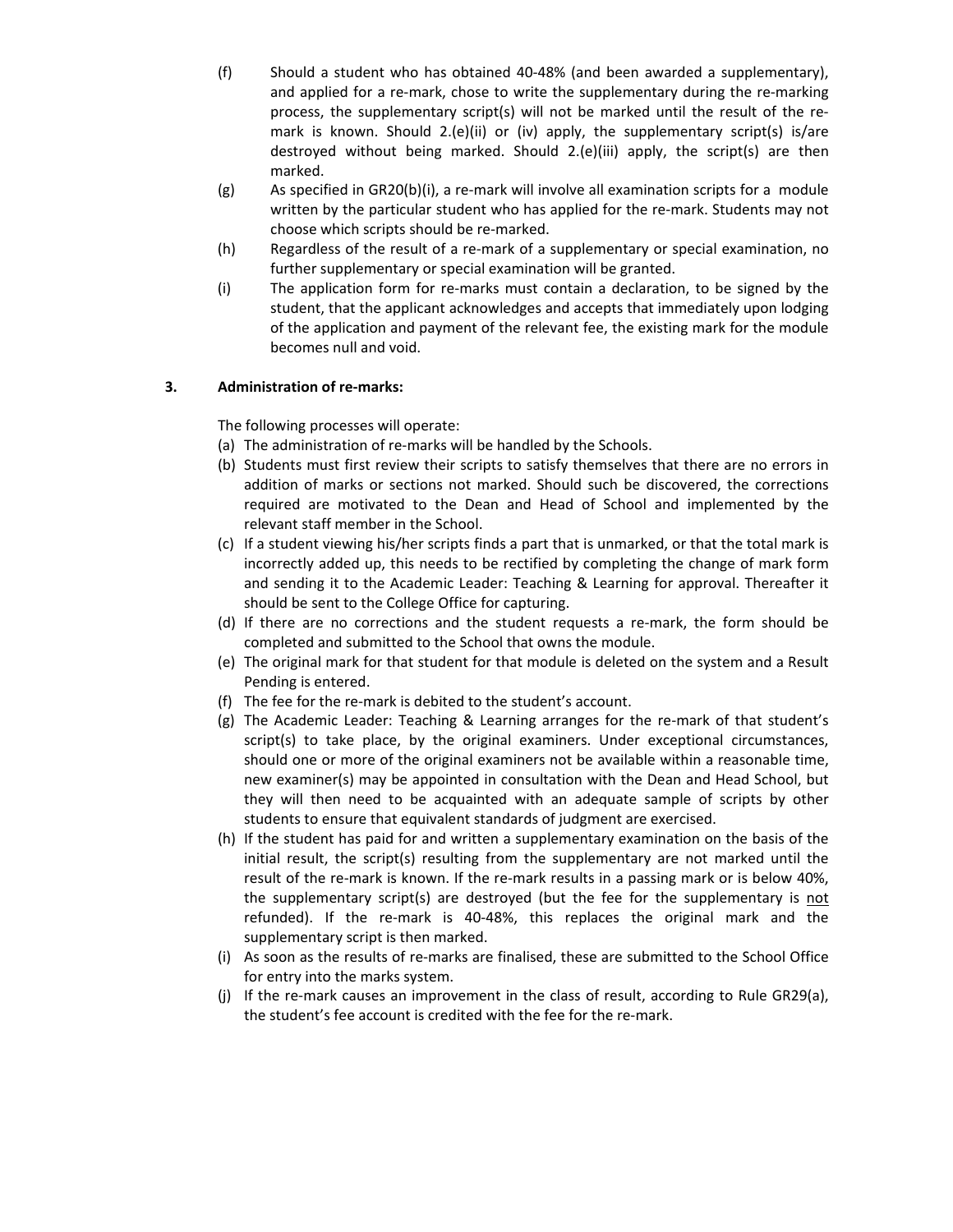(f) Should a student who has obtained 40-48% (and been awarded a supplementary), and applied for a re-mark, chose to write the supplementary during the re-marking process, the supplementary script(s) will not be marked until the result of the re-mark is known. Should 2.(e)(ii) or (iv) apply, the supplementary script(s) is/are destroyed without being marked. Should 2.(e)(iii) apply, the script(s) are then marked.

(g) As specified in GR20(b)(i), a re-mark will involve all examination scripts for a module written by the particular student who has applied for the re-mark. Students may not choose which scripts should be re-marked.

(h) Regardless of the result of a re-mark of a supplementary or special examination, no further supplementary or special examination will be granted.

(i) The application form for re-marks must contain a declaration, to be signed by the student, that the applicant acknowledges and accepts that immediately upon lodging of the application and payment of the relevant fee, the existing mark for the module becomes null and void.

**3. Administration of re-marks:**

The following processes will operate:

(a) The administration of re-marks will be handled by the Schools.

(b) Students must first review their scripts to satisfy themselves that there are no errors in addition of marks or sections not marked. Should such be discovered, the corrections required are motivated to the Dean and Head of School and implemented by the relevant staff member in the School.

(c) If a student viewing his/her scripts finds a part that is unmarked, or that the total mark is incorrectly added up, this needs to be rectified by completing the change of mark form and sending it to the Academic Leader: Teaching & Learning for approval. Thereafter it should be sent to the College Office for capturing.

(d) If there are no corrections and the student requests a re-mark, the form should be completed and submitted to the School that owns the module.

(e) The original mark for that student for that module is deleted on the system and a Result Pending is entered.

(f) The fee for the re-mark is debited to the student's account.

(g) The Academic Leader: Teaching & Learning arranges for the re-mark of that student's script(s) to take place, by the original examiners. Under exceptional circumstances, should one or more of the original examiners not be available within a reasonable time, new examiner(s) may be appointed in consultation with the Dean and Head School, but they will then need to be acquainted with an adequate sample of scripts by other students to ensure that equivalent standards of judgment are exercised.

(h) If the student has paid for and written a supplementary examination on the basis of the initial result, the script(s) resulting from the supplementary are not marked until the result of the re-mark is known. If the re-mark results in a passing mark or is below 40%, the supplementary script(s) are destroyed (but the fee for the supplementary is not refunded). If the re-mark is 40-48%, this replaces the original mark and the supplementary script is then marked.

(i) As soon as the results of re-marks are finalised, these are submitted to the School Office for entry into the marks system.

(j) If the re-mark causes an improvement in the class of result, according to Rule GR29(a), the student's fee account is credited with the fee for the re-mark.